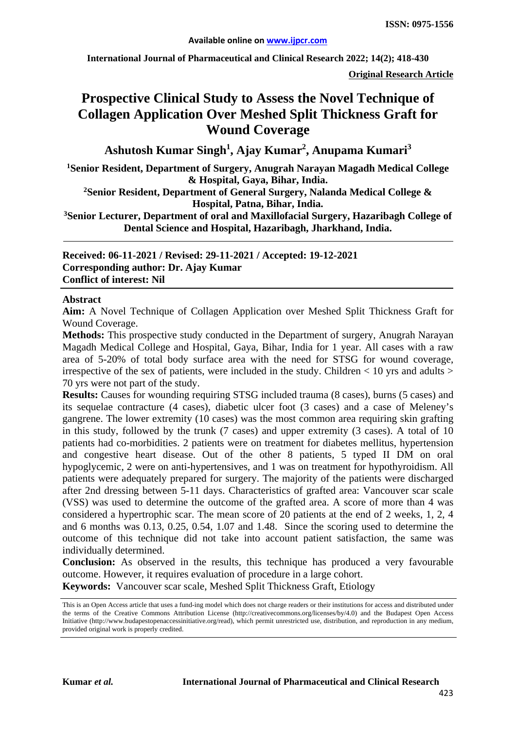**Original Research Article**

# Prospective Clinical Study to Assess the Novel Technique of Collagen Application Over Meshed Split Thickness Graft for Wound Coverage

**Ashutosh Kumar Singh[1], Ajay Kumar[2], Anupama Kumari[3]**

[1]Senior Resident, Department of Surgery, Anugrah Narayan Magadh Medical College & Hospital, Gaya, Bihar, India.

[2]Senior Resident, Department of General Surgery, Nalanda Medical College & Hospital, Patna, Bihar, India.

[3]Senior Lecturer, Department of oral and Maxillofacial Surgery, Hazaribagh College of Dental Science and Hospital, Hazaribagh, Jharkhand, India.

**Received: 06-11-2021 / Revised: 29-11-2021 / Accepted: 19-12-2021**
**Corresponding author: Dr. Ajay Kumar**
**Conflict of interest: Nil**

## Abstract

**Aim:** A Novel Technique of Collagen Application over Meshed Split Thickness Graft for Wound Coverage.

**Methods:** This prospective study conducted in the Department of surgery, Anugrah Narayan Magadh Medical College and Hospital, Gaya, Bihar, India for 1 year. All cases with a raw area of 5-20% of total body surface area with the need for STSG for wound coverage, irrespective of the sex of patients, were included in the study. Children < 10 yrs and adults > 70 yrs were not part of the study.

**Results:** Causes for wounding requiring STSG included trauma (8 cases), burns (5 cases) and its sequelae contracture (4 cases), diabetic ulcer foot (3 cases) and a case of Meleney's gangrene. The lower extremity (10 cases) was the most common area requiring skin grafting in this study, followed by the trunk (7 cases) and upper extremity (3 cases). A total of 10 patients had co-morbidities. 2 patients were on treatment for diabetes mellitus, hypertension and congestive heart disease. Out of the other 8 patients, 5 typed II DM on oral hypoglycemic, 2 were on anti-hypertensives, and 1 was on treatment for hypothyroidism. All patients were adequately prepared for surgery. The majority of the patients were discharged after 2nd dressing between 5-11 days. Characteristics of grafted area: Vancouver scar scale (VSS) was used to determine the outcome of the grafted area. A score of more than 4 was considered a hypertrophic scar. The mean score of 20 patients at the end of 2 weeks, 1, 2, 4 and 6 months was 0.13, 0.25, 0.54, 1.07 and 1.48. Since the scoring used to determine the outcome of this technique did not take into account patient satisfaction, the same was individually determined.

**Conclusion:** As observed in the results, this technique has produced a very favourable outcome. However, it requires evaluation of procedure in a large cohort.

**Keywords:** Vancouver scar scale, Meshed Split Thickness Graft, Etiology

This is an Open Access article that uses a fund-ing model which does not charge readers or their institutions for access and distributed under the terms of the Creative Commons Attribution License (http://creativecommons.org/licenses/by/4.0) and the Budapest Open Access Initiative (http://www.budapestopenaccessinitiative.org/read), which permit unrestricted use, distribution, and reproduction in any medium, provided original work is properly credited.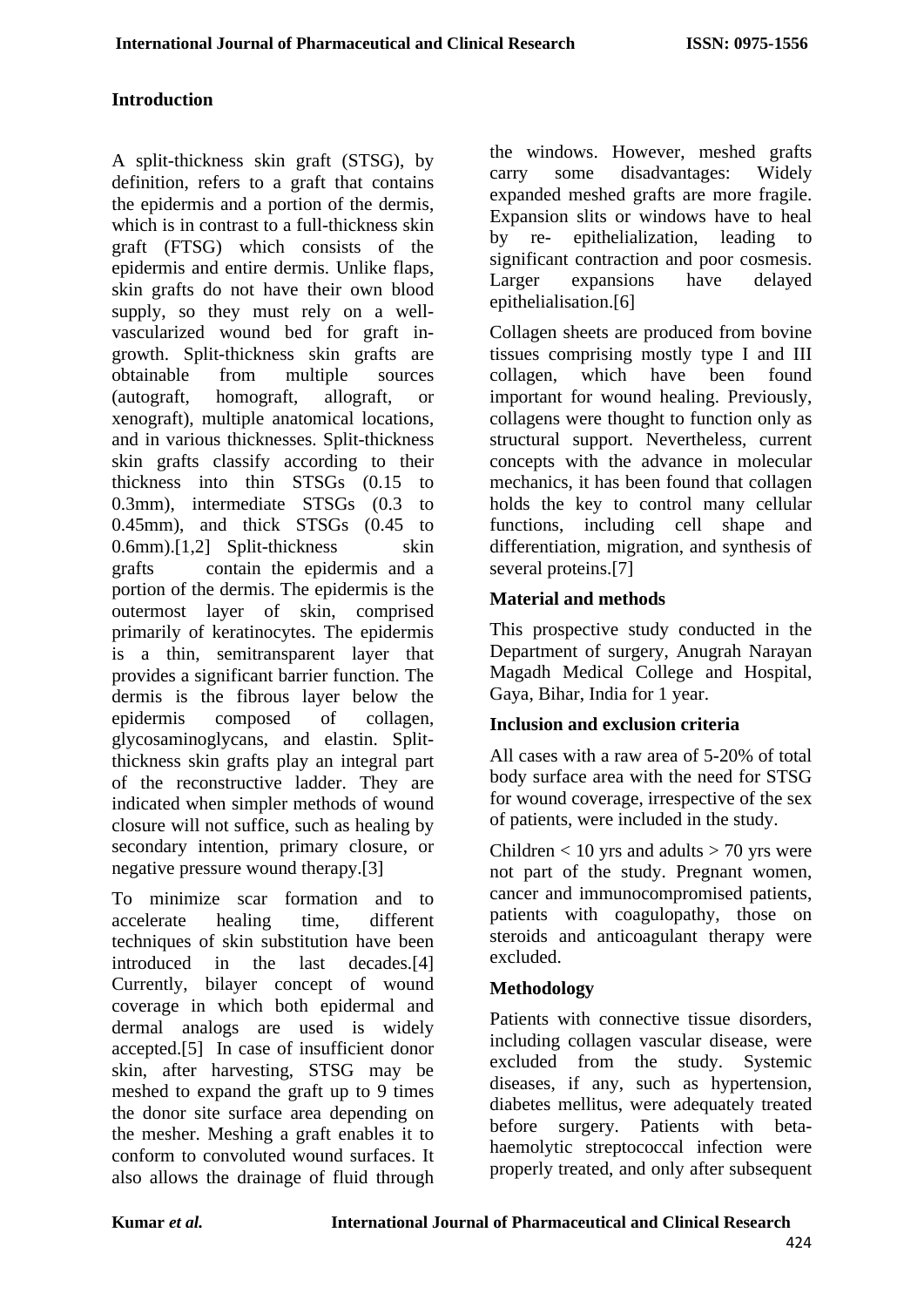## Introduction

A split-thickness skin graft (STSG), by definition, refers to a graft that contains the epidermis and a portion of the dermis, which is in contrast to a full-thickness skin graft (FTSG) which consists of the epidermis and entire dermis. Unlike flaps, skin grafts do not have their own blood supply, so they must rely on a well-vascularized wound bed for graft in-growth. Split-thickness skin grafts are obtainable from multiple sources (autograft, homograft, allograft, or xenograft), multiple anatomical locations, and in various thicknesses. Split-thickness skin grafts classify according to their thickness into thin STSGs (0.15 to 0.3mm), intermediate STSGs (0.3 to 0.45mm), and thick STSGs (0.45 to 0.6mm).[1,2] Split-thickness skin grafts contain the epidermis and a portion of the dermis. The epidermis is the outermost layer of skin, comprised primarily of keratinocytes. The epidermis is a thin, semitransparent layer that provides a significant barrier function. The dermis is the fibrous layer below the epidermis composed of collagen, glycosaminoglycans, and elastin. Split-thickness skin grafts play an integral part of the reconstructive ladder. They are indicated when simpler methods of wound closure will not suffice, such as healing by secondary intention, primary closure, or negative pressure wound therapy.[3]

To minimize scar formation and to accelerate healing time, different techniques of skin substitution have been introduced in the last decades.[4] Currently, bilayer concept of wound coverage in which both epidermal and dermal analogs are used is widely accepted.[5] In case of insufficient donor skin, after harvesting, STSG may be meshed to expand the graft up to 9 times the donor site surface area depending on the mesher. Meshing a graft enables it to conform to convoluted wound surfaces. It also allows the drainage of fluid through the windows. However, meshed grafts carry some disadvantages: Widely expanded meshed grafts are more fragile. Expansion slits or windows have to heal by re- epithelialization, leading to significant contraction and poor cosmesis. Larger expansions have delayed epithelialisation.[6]

Collagen sheets are produced from bovine tissues comprising mostly type I and III collagen, which have been found important for wound healing. Previously, collagens were thought to function only as structural support. Nevertheless, current concepts with the advance in molecular mechanics, it has been found that collagen holds the key to control many cellular functions, including cell shape and differentiation, migration, and synthesis of several proteins.[7]

## Material and methods

This prospective study conducted in the Department of surgery, Anugrah Narayan Magadh Medical College and Hospital, Gaya, Bihar, India for 1 year.

### Inclusion and exclusion criteria

All cases with a raw area of 5-20% of total body surface area with the need for STSG for wound coverage, irrespective of the sex of patients, were included in the study.

Children < 10 yrs and adults > 70 yrs were not part of the study. Pregnant women, cancer and immunocompromised patients, patients with coagulopathy, those on steroids and anticoagulant therapy were excluded.

### Methodology

Patients with connective tissue disorders, including collagen vascular disease, were excluded from the study. Systemic diseases, if any, such as hypertension, diabetes mellitus, were adequately treated before surgery. Patients with beta-haemolytic streptococcal infection were properly treated, and only after subsequent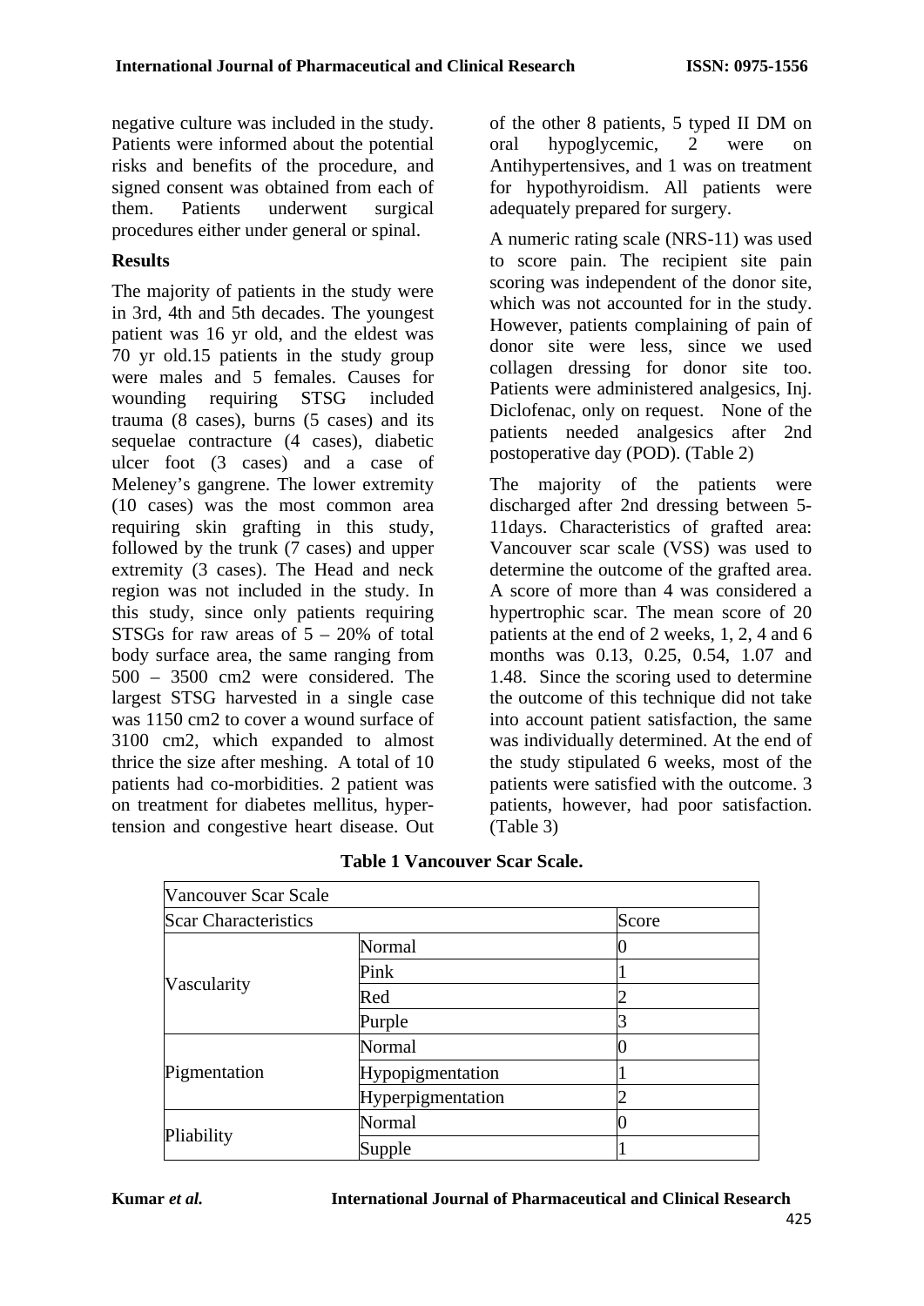negative culture was included in the study. Patients were informed about the potential risks and benefits of the procedure, and signed consent was obtained from each of them. Patients underwent surgical procedures either under general or spinal.

**Results**

The majority of patients in the study were in 3rd, 4th and 5th decades. The youngest patient was 16 yr old, and the eldest was 70 yr old.15 patients in the study group were males and 5 females. Causes for wounding requiring STSG included trauma (8 cases), burns (5 cases) and its sequelae contracture (4 cases), diabetic ulcer foot (3 cases) and a case of Meleney's gangrene. The lower extremity (10 cases) was the most common area requiring skin grafting in this study, followed by the trunk (7 cases) and upper extremity (3 cases). The Head and neck region was not included in the study. In this study, since only patients requiring STSGs for raw areas of 5 – 20% of total body surface area, the same ranging from 500 – 3500 cm2 were considered. The largest STSG harvested in a single case was 1150 cm2 to cover a wound surface of 3100 cm2, which expanded to almost thrice the size after meshing. A total of 10 patients had co-morbidities. 2 patient was on treatment for diabetes mellitus, hyper-tension and congestive heart disease. Out of the other 8 patients, 5 typed II DM on oral hypoglycemic, 2 were on Antihypertensives, and 1 was on treatment for hypothyroidism. All patients were adequately prepared for surgery.

A numeric rating scale (NRS-11) was used to score pain. The recipient site pain scoring was independent of the donor site, which was not accounted for in the study. However, patients complaining of pain of donor site were less, since we used collagen dressing for donor site too. Patients were administered analgesics, Inj. Diclofenac, only on request. None of the patients needed analgesics after 2nd postoperative day (POD). (Table 2)

The majority of the patients were discharged after 2nd dressing between 5-11days. Characteristics of grafted area: Vancouver scar scale (VSS) was used to determine the outcome of the grafted area. A score of more than 4 was considered a hypertrophic scar. The mean score of 20 patients at the end of 2 weeks, 1, 2, 4 and 6 months was 0.13, 0.25, 0.54, 1.07 and 1.48. Since the scoring used to determine the outcome of this technique did not take into account patient satisfaction, the same was individually determined. At the end of the study stipulated 6 weeks, most of the patients were satisfied with the outcome. 3 patients, however, had poor satisfaction. (Table 3)

**Table 1 Vancouver Scar Scale.**

| Vancouver Scar Scale | | |
|---|---|---|
| Scar Characteristics | | Score |
| Vascularity | Normal | 0 |
| | Pink | 1 |
| | Red | 2 |
| | Purple | 3 |
| Pigmentation | Normal | 0 |
| | Hypopigmentation | 1 |
| | Hyperpigmentation | 2 |
| Pliability | Normal | 0 |
| | Supple | 1 |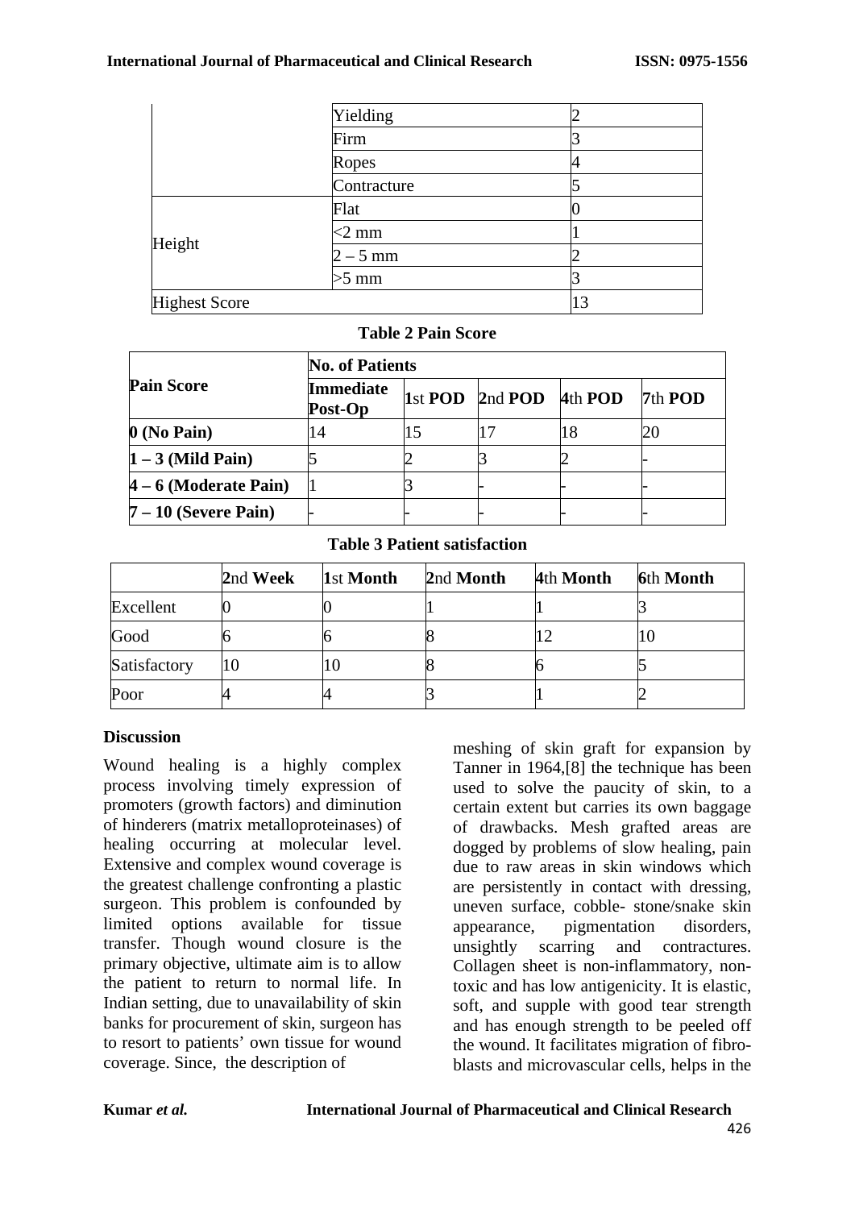| | | |
|---|---|---|
| | Yielding | 2 |
| | Firm | 3 |
| | Ropes | 4 |
| | Contracture | 5 |
| Height | Flat | 0 |
| | <2 mm | 1 |
| | 2 – 5 mm | 2 |
| | >5 mm | 3 |
| Highest Score | | 13 |

**Table 2 Pain Score**

| Pain Score | No. of Patients | | | | |
|---|---|---|---|---|---|
| | **Immediate Post-Op** | **1st POD** | **2nd POD** | **4th POD** | **7th POD** |
| **0 (No Pain)** | 14 | 15 | 17 | 18 | 20 |
| **1 – 3 (Mild Pain)** | 5 | 2 | 3 | 2 | - |
| **4 – 6 (Moderate Pain)** | 1 | 3 | - | - | - |
| **7 – 10 (Severe Pain)** | - | - | - | - | - |

**Table 3 Patient satisfaction**

| | **2nd Week** | **1st Month** | **2nd Month** | **4th Month** | **6th Month** |
|---|---|---|---|---|---|
| Excellent | 0 | 0 | 1 | 1 | 3 |
| Good | 6 | 6 | 8 | 12 | 10 |
| Satisfactory | 10 | 10 | 8 | 6 | 5 |
| Poor | 4 | 4 | 3 | 1 | 2 |

## Discussion

Wound healing is a highly complex process involving timely expression of promoters (growth factors) and diminution of hinderers (matrix metalloproteinases) of healing occurring at molecular level. Extensive and complex wound coverage is the greatest challenge confronting a plastic surgeon. This problem is confounded by limited options available for tissue transfer. Though wound closure is the primary objective, ultimate aim is to allow the patient to return to normal life. In Indian setting, due to unavailability of skin banks for procurement of skin, surgeon has to resort to patients' own tissue for wound coverage. Since, the description of meshing of skin graft for expansion by Tanner in 1964,[8] the technique has been used to solve the paucity of skin, to a certain extent but carries its own baggage of drawbacks. Mesh grafted areas are dogged by problems of slow healing, pain due to raw areas in skin windows which are persistently in contact with dressing, uneven surface, cobble- stone/snake skin appearance, pigmentation disorders, unsightly scarring and contractures. Collagen sheet is non-inflammatory, non-toxic and has low antigenicity. It is elastic, soft, and supple with good tear strength and has enough strength to be peeled off the wound. It facilitates migration of fibro-blasts and microvascular cells, helps in the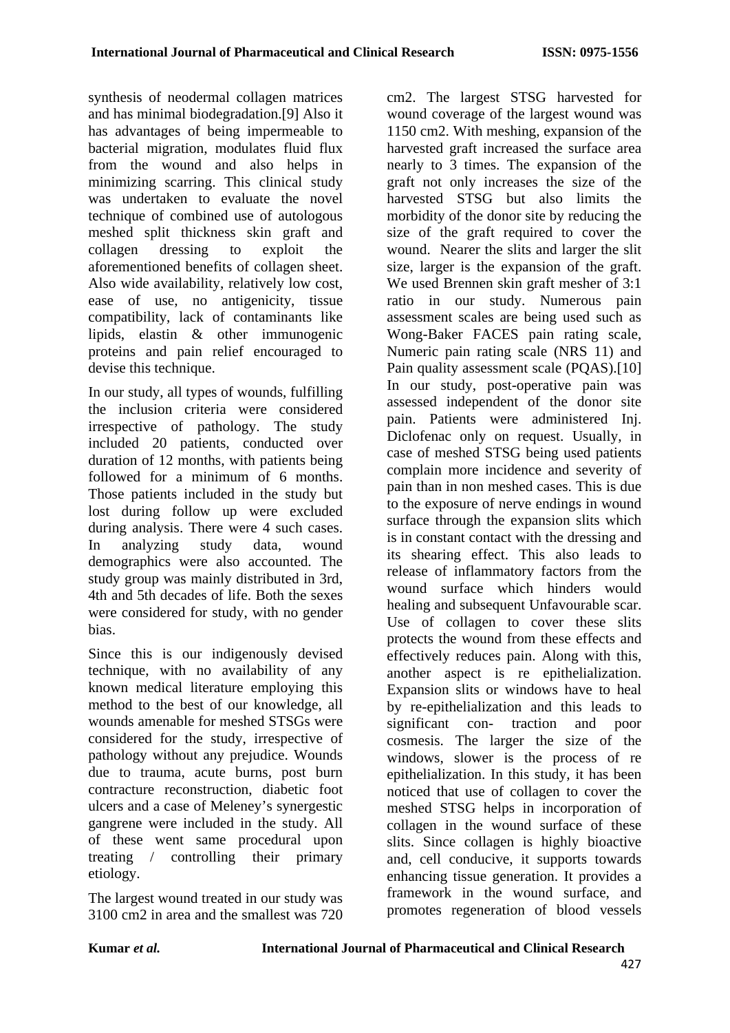synthesis of neodermal collagen matrices and has minimal biodegradation.[9] Also it has advantages of being impermeable to bacterial migration, modulates fluid flux from the wound and also helps in minimizing scarring. This clinical study was undertaken to evaluate the novel technique of combined use of autologous meshed split thickness skin graft and collagen dressing to exploit the aforementioned benefits of collagen sheet. Also wide availability, relatively low cost, ease of use, no antigenicity, tissue compatibility, lack of contaminants like lipids, elastin & other immunogenic proteins and pain relief encouraged to devise this technique.

In our study, all types of wounds, fulfilling the inclusion criteria were considered irrespective of pathology. The study included 20 patients, conducted over duration of 12 months, with patients being followed for a minimum of 6 months. Those patients included in the study but lost during follow up were excluded during analysis. There were 4 such cases. In analyzing study data, wound demographics were also accounted. The study group was mainly distributed in 3rd, 4th and 5th decades of life. Both the sexes were considered for study, with no gender bias.

Since this is our indigenously devised technique, with no availability of any known medical literature employing this method to the best of our knowledge, all wounds amenable for meshed STSGs were considered for the study, irrespective of pathology without any prejudice. Wounds due to trauma, acute burns, post burn contracture reconstruction, diabetic foot ulcers and a case of Meleney's synergestic gangrene were included in the study. All of these went same procedural upon treating / controlling their primary etiology.

The largest wound treated in our study was 3100 cm2 in area and the smallest was 720 cm2. The largest STSG harvested for wound coverage of the largest wound was 1150 cm2. With meshing, expansion of the harvested graft increased the surface area nearly to 3 times. The expansion of the graft not only increases the size of the harvested STSG but also limits the morbidity of the donor site by reducing the size of the graft required to cover the wound. Nearer the slits and larger the slit size, larger is the expansion of the graft. We used Brennen skin graft mesher of 3:1 ratio in our study. Numerous pain assessment scales are being used such as Wong-Baker FACES pain rating scale, Numeric pain rating scale (NRS 11) and Pain quality assessment scale (PQAS).[10] In our study, post-operative pain was assessed independent of the donor site pain. Patients were administered Inj. Diclofenac only on request. Usually, in case of meshed STSG being used patients complain more incidence and severity of pain than in non meshed cases. This is due to the exposure of nerve endings in wound surface through the expansion slits which is in constant contact with the dressing and its shearing effect. This also leads to release of inflammatory factors from the wound surface which hinders would healing and subsequent Unfavourable scar. Use of collagen to cover these slits protects the wound from these effects and effectively reduces pain. Along with this, another aspect is re epithelialization. Expansion slits or windows have to heal by re-epithelialization and this leads to significant con- traction and poor cosmesis. The larger the size of the windows, slower is the process of re epithelialization. In this study, it has been noticed that use of collagen to cover the meshed STSG helps in incorporation of collagen in the wound surface of these slits. Since collagen is highly bioactive and, cell conducive, it supports towards enhancing tissue generation. It provides a framework in the wound surface, and promotes regeneration of blood vessels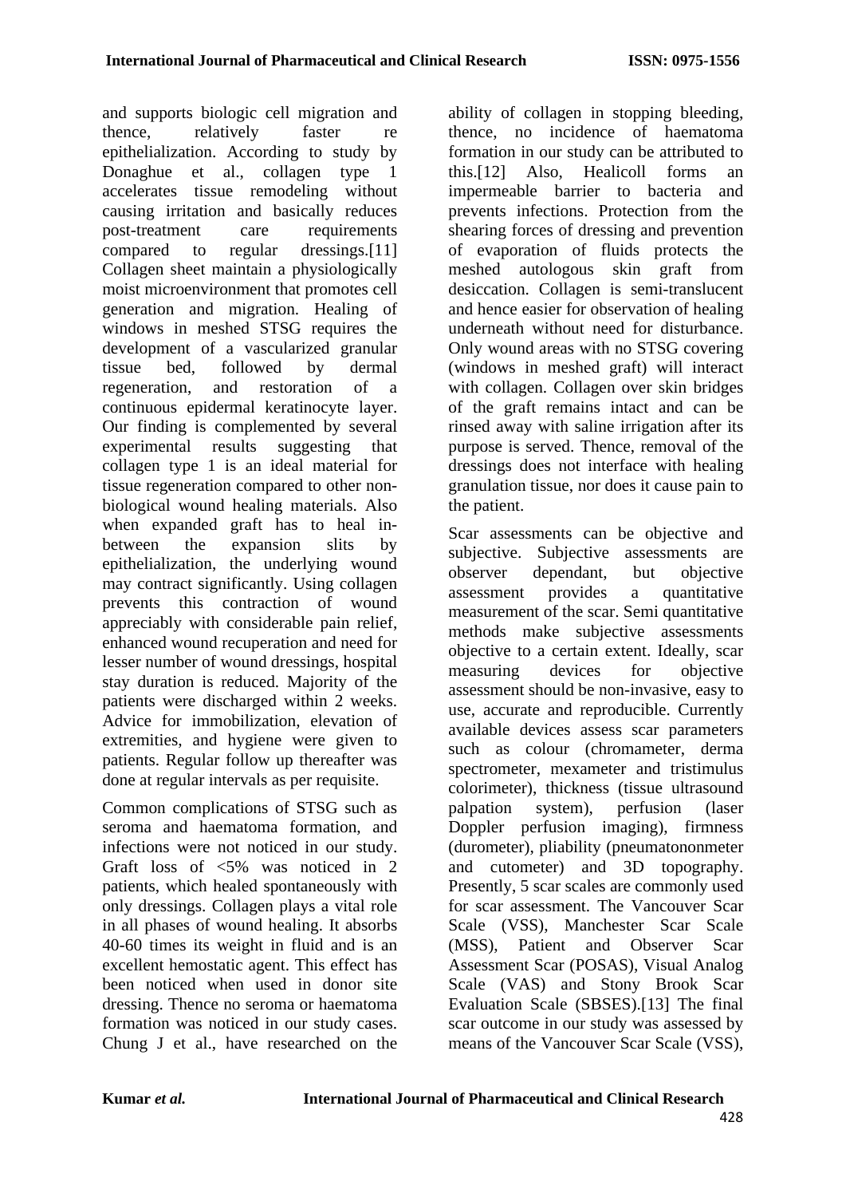and supports biologic cell migration and thence, relatively faster re epithelialization. According to study by Donaghue et al., collagen type 1 accelerates tissue remodeling without causing irritation and basically reduces post-treatment care requirements compared to regular dressings.[11] Collagen sheet maintain a physiologically moist microenvironment that promotes cell generation and migration. Healing of windows in meshed STSG requires the development of a vascularized granular tissue bed, followed by dermal regeneration, and restoration of a continuous epidermal keratinocyte layer. Our finding is complemented by several experimental results suggesting that collagen type 1 is an ideal material for tissue regeneration compared to other non-biological wound healing materials. Also when expanded graft has to heal in-between the expansion slits by epithelialization, the underlying wound may contract significantly. Using collagen prevents this contraction of wound appreciably with considerable pain relief, enhanced wound recuperation and need for lesser number of wound dressings, hospital stay duration is reduced. Majority of the patients were discharged within 2 weeks. Advice for immobilization, elevation of extremities, and hygiene were given to patients. Regular follow up thereafter was done at regular intervals as per requisite.

Common complications of STSG such as seroma and haematoma formation, and infections were not noticed in our study. Graft loss of <5% was noticed in 2 patients, which healed spontaneously with only dressings. Collagen plays a vital role in all phases of wound healing. It absorbs 40-60 times its weight in fluid and is an excellent hemostatic agent. This effect has been noticed when used in donor site dressing. Thence no seroma or haematoma formation was noticed in our study cases. Chung J et al., have researched on the ability of collagen in stopping bleeding, thence, no incidence of haematoma formation in our study can be attributed to this.[12] Also, Healicoll forms an impermeable barrier to bacteria and prevents infections. Protection from the shearing forces of dressing and prevention of evaporation of fluids protects the meshed autologous skin graft from desiccation. Collagen is semi-translucent and hence easier for observation of healing underneath without need for disturbance. Only wound areas with no STSG covering (windows in meshed graft) will interact with collagen. Collagen over skin bridges of the graft remains intact and can be rinsed away with saline irrigation after its purpose is served. Thence, removal of the dressings does not interface with healing granulation tissue, nor does it cause pain to the patient.

Scar assessments can be objective and subjective. Subjective assessments are observer dependant, but objective assessment provides a quantitative measurement of the scar. Semi quantitative methods make subjective assessments objective to a certain extent. Ideally, scar measuring devices for objective assessment should be non-invasive, easy to use, accurate and reproducible. Currently available devices assess scar parameters such as colour (chromameter, derma spectrometer, mexameter and tristimulus colorimeter), thickness (tissue ultrasound palpation system), perfusion (laser Doppler perfusion imaging), firmness (durometer), pliability (pneumatononmeter and cutometer) and 3D topography. Presently, 5 scar scales are commonly used for scar assessment. The Vancouver Scar Scale (VSS), Manchester Scar Scale (MSS), Patient and Observer Scar Assessment Scar (POSAS), Visual Analog Scale (VAS) and Stony Brook Scar Evaluation Scale (SBSES).[13] The final scar outcome in our study was assessed by means of the Vancouver Scar Scale (VSS),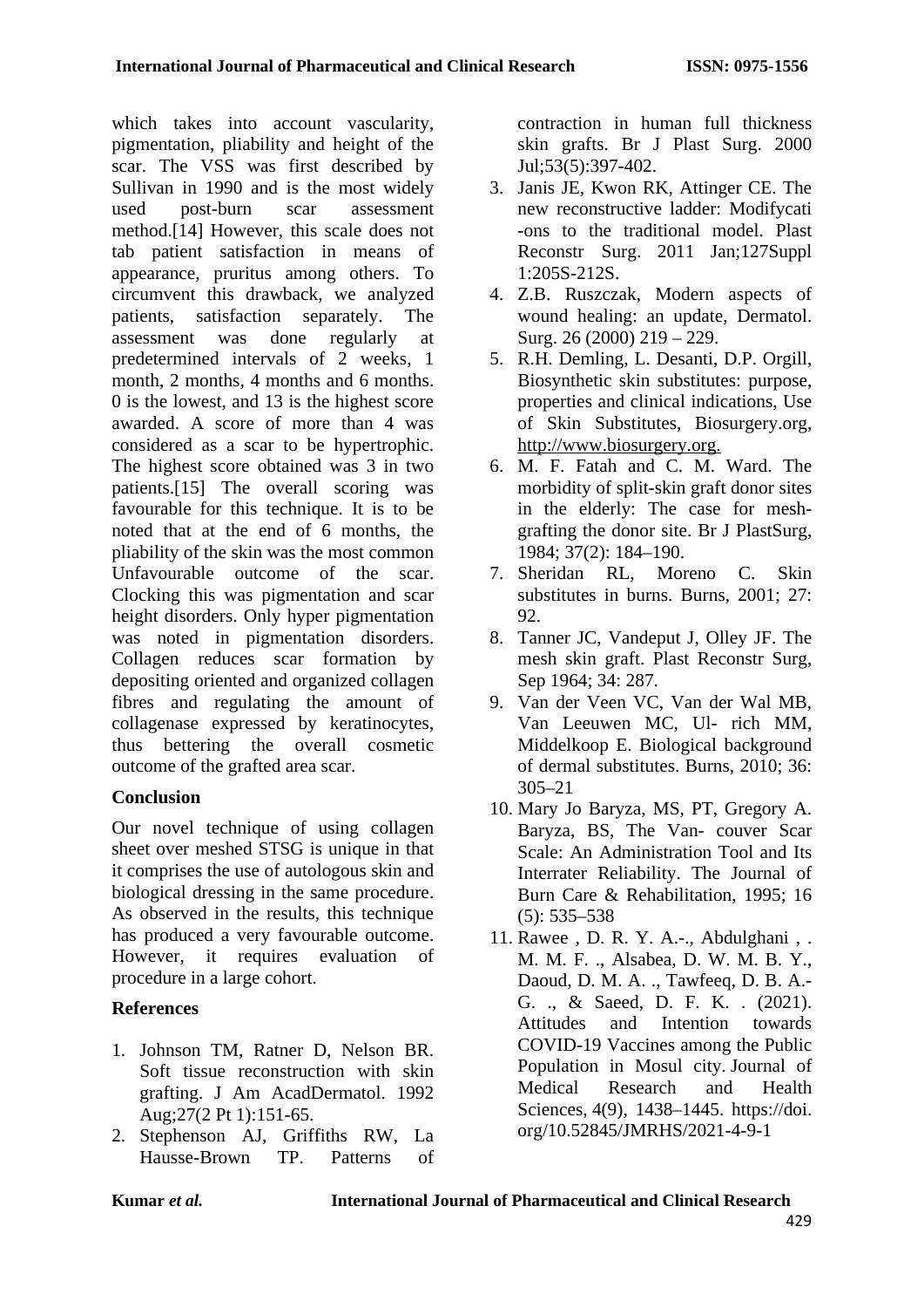which takes into account vascularity, pigmentation, pliability and height of the scar. The VSS was first described by Sullivan in 1990 and is the most widely used post-burn scar assessment method.[14] However, this scale does not tab patient satisfaction in means of appearance, pruritus among others. To circumvent this drawback, we analyzed patients, satisfaction separately. The assessment was done regularly at predetermined intervals of 2 weeks, 1 month, 2 months, 4 months and 6 months. 0 is the lowest, and 13 is the highest score awarded. A score of more than 4 was considered as a scar to be hypertrophic. The highest score obtained was 3 in two patients.[15] The overall scoring was favourable for this technique. It is to be noted that at the end of 6 months, the pliability of the skin was the most common Unfavourable outcome of the scar. Clocking this was pigmentation and scar height disorders. Only hyper pigmentation was noted in pigmentation disorders. Collagen reduces scar formation by depositing oriented and organized collagen fibres and regulating the amount of collagenase expressed by keratinocytes, thus bettering the overall cosmetic outcome of the grafted area scar.

## Conclusion

Our novel technique of using collagen sheet over meshed STSG is unique in that it comprises the use of autologous skin and biological dressing in the same procedure. As observed in the results, this technique has produced a very favourable outcome. However, it requires evaluation of procedure in a large cohort.

## References

1. Johnson TM, Ratner D, Nelson BR. Soft tissue reconstruction with skin grafting. J Am AcadDermatol. 1992 Aug;27(2 Pt 1):151-65.
2. Stephenson AJ, Griffiths RW, La Hausse-Brown TP. Patterns of contraction in human full thickness skin grafts. Br J Plast Surg. 2000 Jul;53(5):397-402.
3. Janis JE, Kwon RK, Attinger CE. The new reconstructive ladder: Modifycati -ons to the traditional model. Plast Reconstr Surg. 2011 Jan;127Suppl 1:205S-212S.
4. Z.B. Ruszczak, Modern aspects of wound healing: an update, Dermatol. Surg. 26 (2000) 219 – 229.
5. R.H. Demling, L. Desanti, D.P. Orgill, Biosynthetic skin substitutes: purpose, properties and clinical indications, Use of Skin Substitutes, Biosurgery.org, http://www.biosurgery.org.
6. M. F. Fatah and C. M. Ward. The morbidity of split-skin graft donor sites in the elderly: The case for mesh-grafting the donor site. Br J PlastSurg, 1984; 37(2): 184–190.
7. Sheridan RL, Moreno C. Skin substitutes in burns. Burns, 2001; 27: 92.
8. Tanner JC, Vandeput J, Olley JF. The mesh skin graft. Plast Reconstr Surg, Sep 1964; 34: 287.
9. Van der Veen VC, Van der Wal MB, Van Leeuwen MC, Ul- rich MM, Middelkoop E. Biological background of dermal substitutes. Burns, 2010; 36: 305–21
10. Mary Jo Baryza, MS, PT, Gregory A. Baryza, BS, The Van- couver Scar Scale: An Administration Tool and Its Interrater Reliability. The Journal of Burn Care & Rehabilitation, 1995; 16 (5): 535–538
11. Rawee , D. R. Y. A.-., Abdulghani , . M. M. F. ., Alsabea, D. W. M. B. Y., Daoud, D. M. A. ., Tawfeeq, D. B. A.-G. ., & Saeed, D. F. K. . (2021). Attitudes and Intention towards COVID-19 Vaccines among the Public Population in Mosul city. Journal of Medical Research and Health Sciences, 4(9), 1438–1445. https://doi.org/10.52845/JMRHS/2021-4-9-1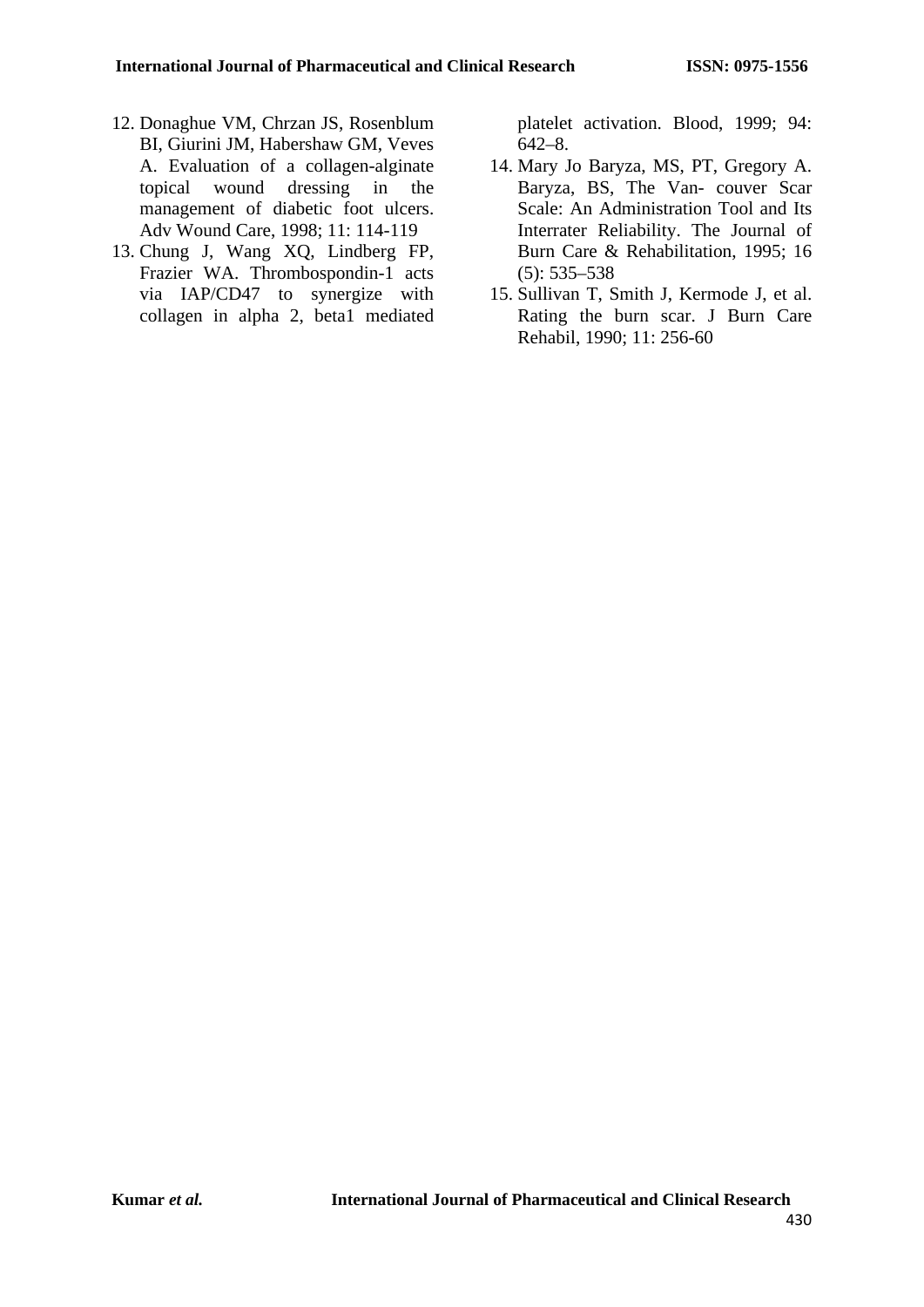12. Donaghue VM, Chrzan JS, Rosenblum BI, Giurini JM, Habershaw GM, Veves A. Evaluation of a collagen-alginate topical wound dressing in the management of diabetic foot ulcers. Adv Wound Care, 1998; 11: 114-119
13. Chung J, Wang XQ, Lindberg FP, Frazier WA. Thrombospondin-1 acts via IAP/CD47 to synergize with collagen in alpha 2, beta1 mediated platelet activation. Blood, 1999; 94: 642–8.
14. Mary Jo Baryza, MS, PT, Gregory A. Baryza, BS, The Van- couver Scar Scale: An Administration Tool and Its Interrater Reliability. The Journal of Burn Care & Rehabilitation, 1995; 16 (5): 535–538
15. Sullivan T, Smith J, Kermode J, et al. Rating the burn scar. J Burn Care Rehabil, 1990; 11: 256-60